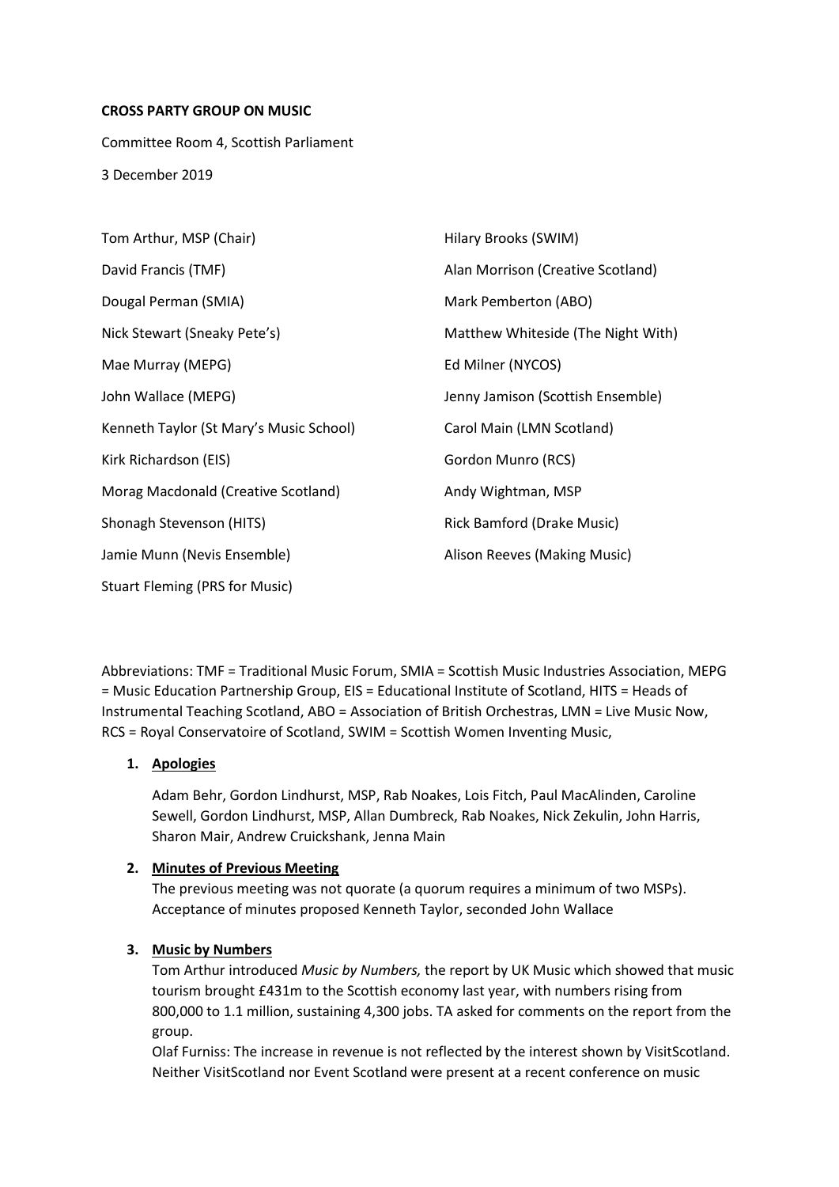**CROSS PARTY GROUP ON MUSIC**

Committee Room 4, Scottish Parliament

3 December 2019

Tom Arthur, MSP (Chair)

David Francis (TMF)

Dougal Perman (SMIA)

Nick Stewart (Sneaky Pete's)

Mae Murray (MEPG)

John Wallace (MEPG)

Kenneth Taylor (St Mary's Music School)

Kirk Richardson (EIS)

Morag Macdonald (Creative Scotland)

Shonagh Stevenson (HITS)

Jamie Munn (Nevis Ensemble)

Stuart Fleming (PRS for Music)

Hilary Brooks (SWIM)

Alan Morrison (Creative Scotland)

Mark Pemberton (ABO)

Matthew Whiteside (The Night With)

Ed Milner (NYCOS)

Jenny Jamison (Scottish Ensemble)

Carol Main (LMN Scotland)

Gordon Munro (RCS)

Andy Wightman, MSP

Rick Bamford (Drake Music)

Alison Reeves (Making Music)

Abbreviations: TMF = Traditional Music Forum, SMIA = Scottish Music Industries Association, MEPG = Music Education Partnership Group, EIS = Educational Institute of Scotland, HITS = Heads of Instrumental Teaching Scotland, ABO = Association of British Orchestras, LMN = Live Music Now, RCS = Royal Conservatoire of Scotland, SWIM = Scottish Women Inventing Music,

1. **Apologies**

   Adam Behr, Gordon Lindhurst, MSP, Rab Noakes, Lois Fitch, Paul MacAlinden, Caroline Sewell, Gordon Lindhurst, MSP, Allan Dumbreck, Rab Noakes, Nick Zekulin, John Harris, Sharon Mair, Andrew Cruickshank, Jenna Main

2. **Minutes of Previous Meeting**

   The previous meeting was not quorate (a quorum requires a minimum of two MSPs). Acceptance of minutes proposed Kenneth Taylor, seconded John Wallace

3. **Music by Numbers**

   Tom Arthur introduced *Music by Numbers,* the report by UK Music which showed that music tourism brought £431m to the Scottish economy last year, with numbers rising from 800,000 to 1.1 million, sustaining 4,300 jobs. TA asked for comments on the report from the group.

   Olaf Furniss: The increase in revenue is not reflected by the interest shown by VisitScotland. Neither VisitScotland nor Event Scotland were present at a recent conference on music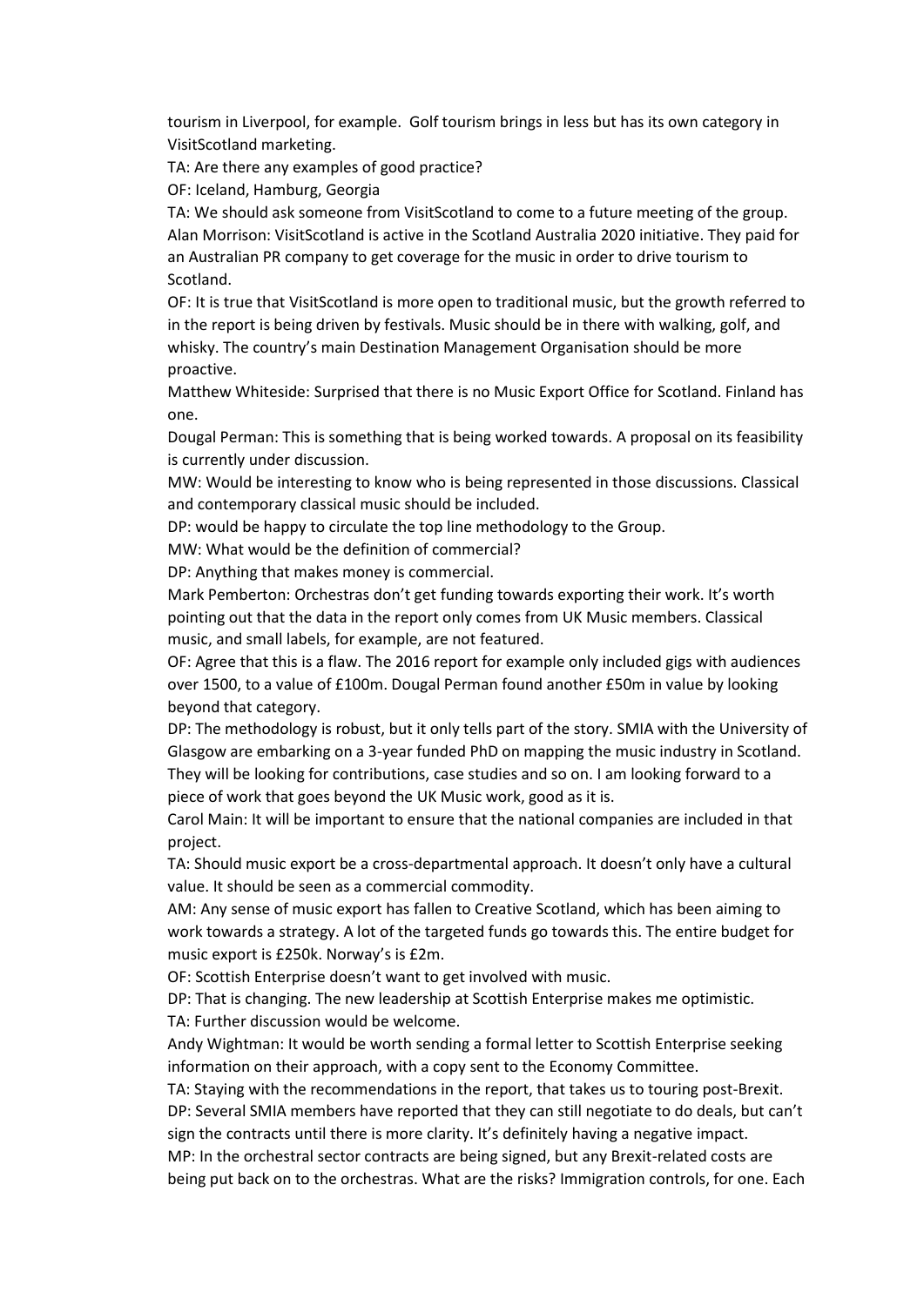tourism in Liverpool, for example. Golf tourism brings in less but has its own category in VisitScotland marketing.

TA: Are there any examples of good practice?

OF: Iceland, Hamburg, Georgia

TA: We should ask someone from VisitScotland to come to a future meeting of the group.

Alan Morrison: VisitScotland is active in the Scotland Australia 2020 initiative. They paid for an Australian PR company to get coverage for the music in order to drive tourism to Scotland.

OF: It is true that VisitScotland is more open to traditional music, but the growth referred to in the report is being driven by festivals. Music should be in there with walking, golf, and whisky. The country's main Destination Management Organisation should be more proactive.

Matthew Whiteside: Surprised that there is no Music Export Office for Scotland. Finland has one.

Dougal Perman: This is something that is being worked towards. A proposal on its feasibility is currently under discussion.

MW: Would be interesting to know who is being represented in those discussions. Classical and contemporary classical music should be included.

DP: would be happy to circulate the top line methodology to the Group.

MW: What would be the definition of commercial?

DP: Anything that makes money is commercial.

Mark Pemberton: Orchestras don't get funding towards exporting their work. It's worth pointing out that the data in the report only comes from UK Music members. Classical music, and small labels, for example, are not featured.

OF: Agree that this is a flaw. The 2016 report for example only included gigs with audiences over 1500, to a value of £100m. Dougal Perman found another £50m in value by looking beyond that category.

DP: The methodology is robust, but it only tells part of the story. SMIA with the University of Glasgow are embarking on a 3-year funded PhD on mapping the music industry in Scotland. They will be looking for contributions, case studies and so on. I am looking forward to a piece of work that goes beyond the UK Music work, good as it is.

Carol Main: It will be important to ensure that the national companies are included in that project.

TA: Should music export be a cross-departmental approach. It doesn't only have a cultural value. It should be seen as a commercial commodity.

AM: Any sense of music export has fallen to Creative Scotland, which has been aiming to work towards a strategy. A lot of the targeted funds go towards this. The entire budget for music export is £250k. Norway's is £2m.

OF: Scottish Enterprise doesn't want to get involved with music.

DP: That is changing. The new leadership at Scottish Enterprise makes me optimistic.

TA: Further discussion would be welcome.

Andy Wightman: It would be worth sending a formal letter to Scottish Enterprise seeking information on their approach, with a copy sent to the Economy Committee.

TA: Staying with the recommendations in the report, that takes us to touring post-Brexit.

DP: Several SMIA members have reported that they can still negotiate to do deals, but can't sign the contracts until there is more clarity. It's definitely having a negative impact.

MP: In the orchestral sector contracts are being signed, but any Brexit-related costs are being put back on to the orchestras. What are the risks? Immigration controls, for one. Each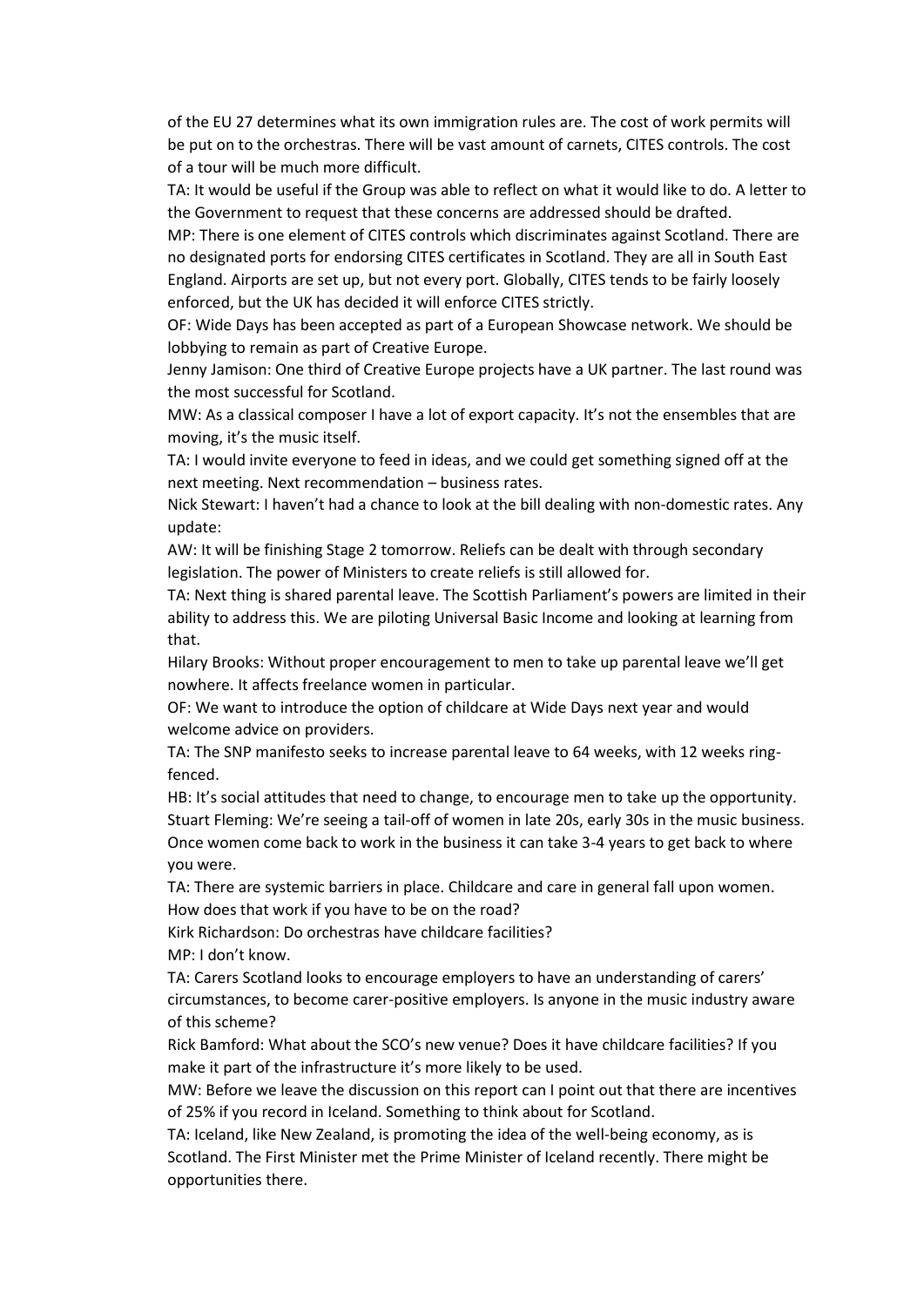of the EU 27 determines what its own immigration rules are. The cost of work permits will be put on to the orchestras. There will be vast amount of carnets, CITES controls. The cost of a tour will be much more difficult.

TA: It would be useful if the Group was able to reflect on what it would like to do. A letter to the Government to request that these concerns are addressed should be drafted.

MP: There is one element of CITES controls which discriminates against Scotland. There are no designated ports for endorsing CITES certificates in Scotland. They are all in South East England. Airports are set up, but not every port. Globally, CITES tends to be fairly loosely enforced, but the UK has decided it will enforce CITES strictly.

OF: Wide Days has been accepted as part of a European Showcase network. We should be lobbying to remain as part of Creative Europe.

Jenny Jamison: One third of Creative Europe projects have a UK partner. The last round was the most successful for Scotland.

MW: As a classical composer I have a lot of export capacity. It's not the ensembles that are moving, it's the music itself.

TA: I would invite everyone to feed in ideas, and we could get something signed off at the next meeting. Next recommendation – business rates.

Nick Stewart: I haven't had a chance to look at the bill dealing with non-domestic rates. Any update:

AW: It will be finishing Stage 2 tomorrow. Reliefs can be dealt with through secondary legislation. The power of Ministers to create reliefs is still allowed for.

TA: Next thing is shared parental leave. The Scottish Parliament's powers are limited in their ability to address this. We are piloting Universal Basic Income and looking at learning from that.

Hilary Brooks: Without proper encouragement to men to take up parental leave we'll get nowhere. It affects freelance women in particular.

OF: We want to introduce the option of childcare at Wide Days next year and would welcome advice on providers.

TA: The SNP manifesto seeks to increase parental leave to 64 weeks, with 12 weeks ring-fenced.

HB: It's social attitudes that need to change, to encourage men to take up the opportunity.

Stuart Fleming: We're seeing a tail-off of women in late 20s, early 30s in the music business. Once women come back to work in the business it can take 3-4 years to get back to where you were.

TA: There are systemic barriers in place. Childcare and care in general fall upon women. How does that work if you have to be on the road?

Kirk Richardson: Do orchestras have childcare facilities?

MP: I don't know.

TA: Carers Scotland looks to encourage employers to have an understanding of carers' circumstances, to become carer-positive employers. Is anyone in the music industry aware of this scheme?

Rick Bamford: What about the SCO's new venue? Does it have childcare facilities? If you make it part of the infrastructure it's more likely to be used.

MW: Before we leave the discussion on this report can I point out that there are incentives of 25% if you record in Iceland. Something to think about for Scotland.

TA: Iceland, like New Zealand, is promoting the idea of the well-being economy, as is Scotland. The First Minister met the Prime Minister of Iceland recently. There might be opportunities there.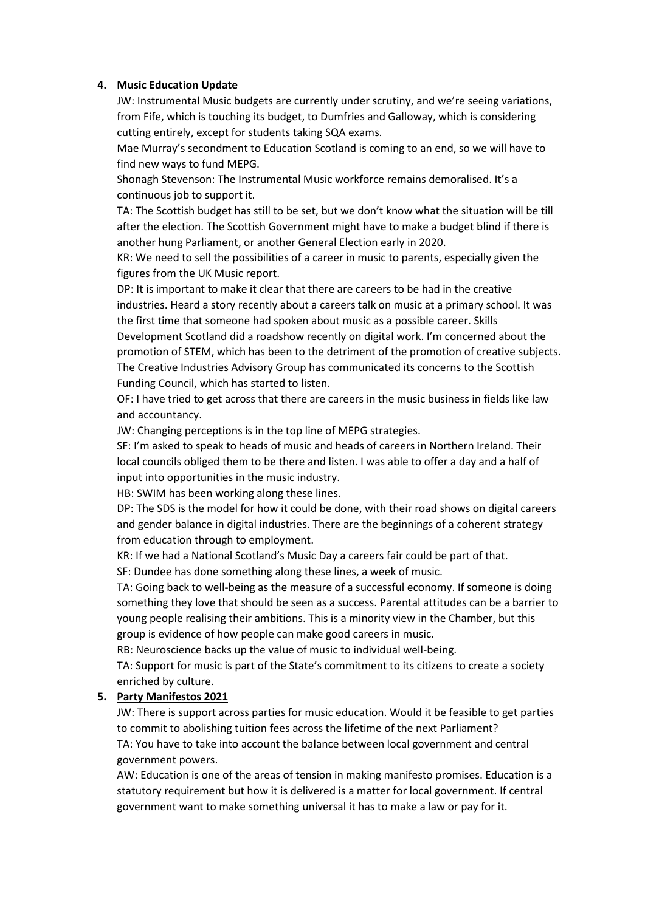4. **Music Education Update**

JW: Instrumental Music budgets are currently under scrutiny, and we're seeing variations, from Fife, which is touching its budget, to Dumfries and Galloway, which is considering cutting entirely, except for students taking SQA exams.

Mae Murray's secondment to Education Scotland is coming to an end, so we will have to find new ways to fund MEPG.

Shonagh Stevenson: The Instrumental Music workforce remains demoralised. It's a continuous job to support it.

TA: The Scottish budget has still to be set, but we don't know what the situation will be till after the election. The Scottish Government might have to make a budget blind if there is another hung Parliament, or another General Election early in 2020.

KR: We need to sell the possibilities of a career in music to parents, especially given the figures from the UK Music report.

DP: It is important to make it clear that there are careers to be had in the creative industries. Heard a story recently about a careers talk on music at a primary school. It was the first time that someone had spoken about music as a possible career. Skills Development Scotland did a roadshow recently on digital work. I'm concerned about the promotion of STEM, which has been to the detriment of the promotion of creative subjects. The Creative Industries Advisory Group has communicated its concerns to the Scottish Funding Council, which has started to listen.

OF: I have tried to get across that there are careers in the music business in fields like law and accountancy.

JW: Changing perceptions is in the top line of MEPG strategies.

SF: I'm asked to speak to heads of music and heads of careers in Northern Ireland. Their local councils obliged them to be there and listen. I was able to offer a day and a half of input into opportunities in the music industry.

HB: SWIM has been working along these lines.

DP: The SDS is the model for how it could be done, with their road shows on digital careers and gender balance in digital industries. There are the beginnings of a coherent strategy from education through to employment.

KR: If we had a National Scotland's Music Day a careers fair could be part of that.

SF: Dundee has done something along these lines, a week of music.

TA: Going back to well-being as the measure of a successful economy. If someone is doing something they love that should be seen as a success. Parental attitudes can be a barrier to young people realising their ambitions. This is a minority view in the Chamber, but this group is evidence of how people can make good careers in music.

RB: Neuroscience backs up the value of music to individual well-being.

TA: Support for music is part of the State's commitment to its citizens to create a society enriched by culture.

5. **Party Manifestos 2021**

JW: There is support across parties for music education. Would it be feasible to get parties to commit to abolishing tuition fees across the lifetime of the next Parliament?

TA: You have to take into account the balance between local government and central government powers.

AW: Education is one of the areas of tension in making manifesto promises. Education is a statutory requirement but how it is delivered is a matter for local government. If central government want to make something universal it has to make a law or pay for it.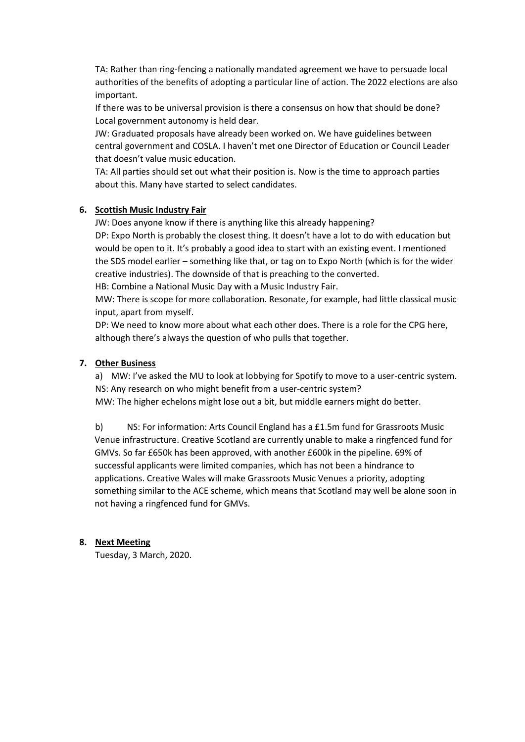TA: Rather than ring-fencing a nationally mandated agreement we have to persuade local authorities of the benefits of adopting a particular line of action. The 2022 elections are also important.

If there was to be universal provision is there a consensus on how that should be done? Local government autonomy is held dear.

JW: Graduated proposals have already been worked on. We have guidelines between central government and COSLA. I haven't met one Director of Education or Council Leader that doesn't value music education.

TA: All parties should set out what their position is. Now is the time to approach parties about this. Many have started to select candidates.

6. **Scottish Music Industry Fair**

JW: Does anyone know if there is anything like this already happening?

DP: Expo North is probably the closest thing. It doesn't have a lot to do with education but would be open to it. It's probably a good idea to start with an existing event. I mentioned the SDS model earlier – something like that, or tag on to Expo North (which is for the wider creative industries). The downside of that is preaching to the converted.

HB: Combine a National Music Day with a Music Industry Fair.

MW: There is scope for more collaboration. Resonate, for example, had little classical music input, apart from myself.

DP: We need to know more about what each other does. There is a role for the CPG here, although there's always the question of who pulls that together.

7. **Other Business**

a) MW: I've asked the MU to look at lobbying for Spotify to move to a user-centric system.

NS: Any research on who might benefit from a user-centric system?

MW: The higher echelons might lose out a bit, but middle earners might do better.

b) NS: For information: Arts Council England has a £1.5m fund for Grassroots Music Venue infrastructure. Creative Scotland are currently unable to make a ringfenced fund for GMVs. So far £650k has been approved, with another £600k in the pipeline. 69% of successful applicants were limited companies, which has not been a hindrance to applications. Creative Wales will make Grassroots Music Venues a priority, adopting something similar to the ACE scheme, which means that Scotland may well be alone soon in not having a ringfenced fund for GMVs.

8. **Next Meeting**

Tuesday, 3 March, 2020.